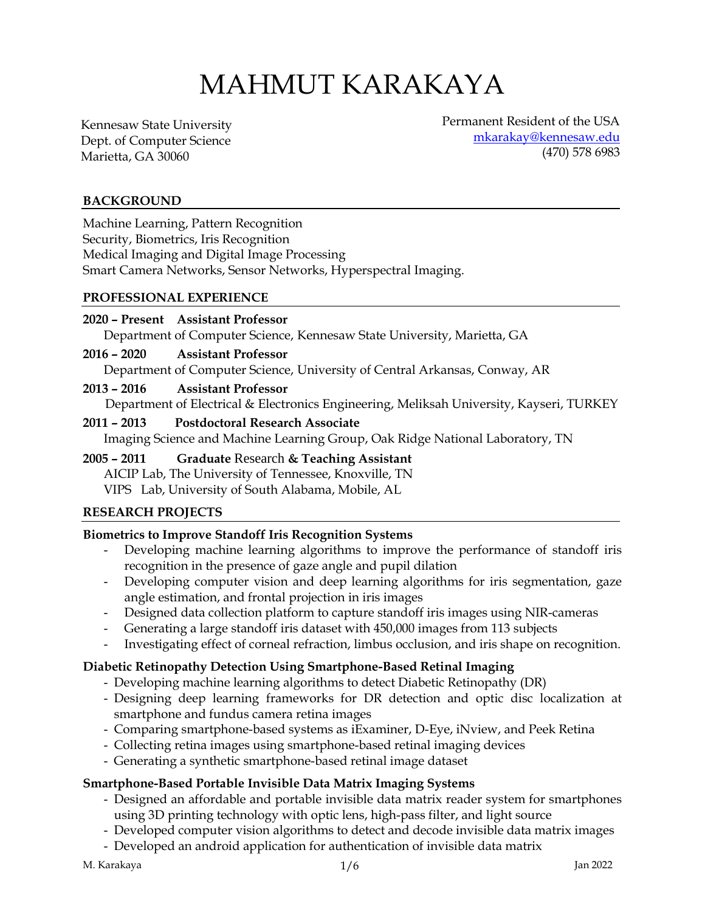# MAHMUT KARAKAYA

Kennesaw State University
Dept. of Computer Science
Marietta, GA 30060

Permanent Resident of the USA
mkarakay@kennesaw.edu
(470) 578 6983

## BACKGROUND

Machine Learning, Pattern Recognition
Security, Biometrics, Iris Recognition
Medical Imaging and Digital Image Processing
Smart Camera Networks, Sensor Networks, Hyperspectral Imaging.

## PROFESSIONAL EXPERIENCE

**2020 – Present Assistant Professor**
Department of Computer Science, Kennesaw State University, Marietta, GA

**2016 – 2020 Assistant Professor**
Department of Computer Science, University of Central Arkansas, Conway, AR

**2013 – 2016 Assistant Professor**
Department of Electrical & Electronics Engineering, Meliksah University, Kayseri, TURKEY

**2011 – 2013 Postdoctoral Research Associate**
Imaging Science and Machine Learning Group, Oak Ridge National Laboratory, TN

**2005 – 2011 Graduate** Research **& Teaching Assistant**
AICIP Lab, The University of Tennessee, Knoxville, TN
VIPS Lab, University of South Alabama, Mobile, AL

## RESEARCH PROJECTS

**Biometrics to Improve Standoff Iris Recognition Systems**

- Developing machine learning algorithms to improve the performance of standoff iris recognition in the presence of gaze angle and pupil dilation
- Developing computer vision and deep learning algorithms for iris segmentation, gaze angle estimation, and frontal projection in iris images
- Designed data collection platform to capture standoff iris images using NIR-cameras
- Generating a large standoff iris dataset with 450,000 images from 113 subjects
- Investigating effect of corneal refraction, limbus occlusion, and iris shape on recognition.

**Diabetic Retinopathy Detection Using Smartphone-Based Retinal Imaging**

- Developing machine learning algorithms to detect Diabetic Retinopathy (DR)
- Designing deep learning frameworks for DR detection and optic disc localization at smartphone and fundus camera retina images
- Comparing smartphone-based systems as iExaminer, D-Eye, iNview, and Peek Retina
- Collecting retina images using smartphone-based retinal imaging devices
- Generating a synthetic smartphone-based retinal image dataset

**Smartphone-Based Portable Invisible Data Matrix Imaging Systems**

- Designed an affordable and portable invisible data matrix reader system for smartphones using 3D printing technology with optic lens, high-pass filter, and light source
- Developed computer vision algorithms to detect and decode invisible data matrix images
- Developed an android application for authentication of invisible data matrix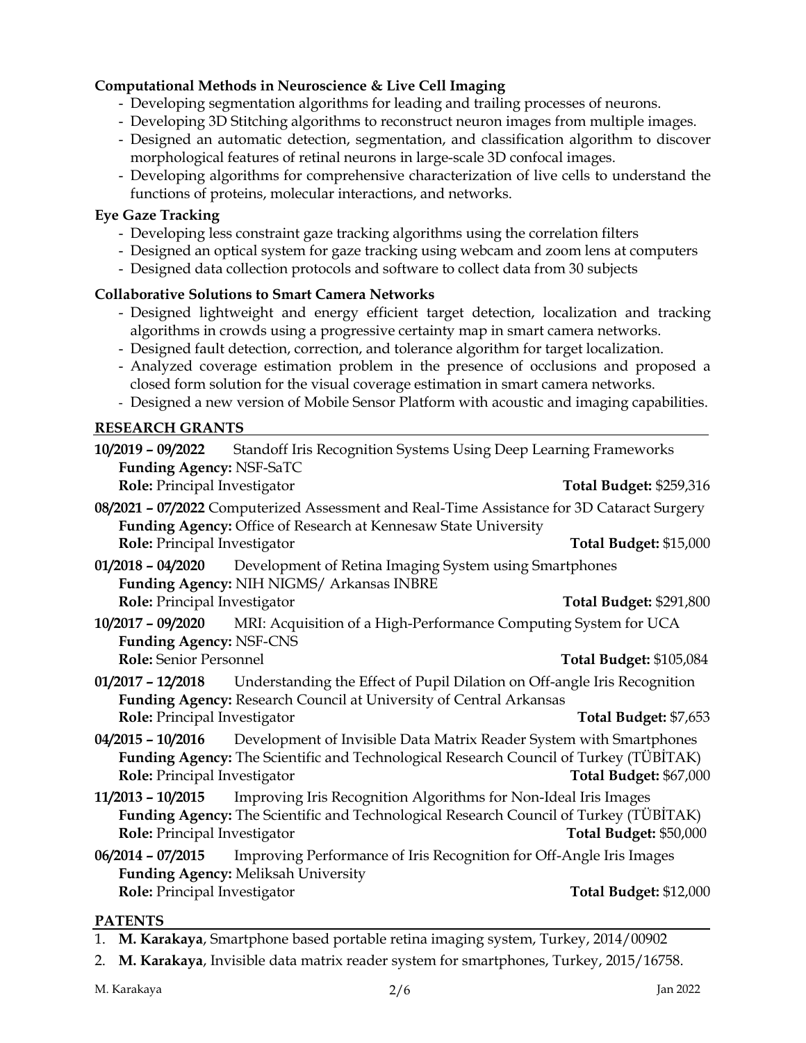**Computational Methods in Neuroscience & Live Cell Imaging**

- Developing segmentation algorithms for leading and trailing processes of neurons.
- Developing 3D Stitching algorithms to reconstruct neuron images from multiple images.
- Designed an automatic detection, segmentation, and classification algorithm to discover morphological features of retinal neurons in large-scale 3D confocal images.
- Developing algorithms for comprehensive characterization of live cells to understand the functions of proteins, molecular interactions, and networks.

**Eye Gaze Tracking**

- Developing less constraint gaze tracking algorithms using the correlation filters
- Designed an optical system for gaze tracking using webcam and zoom lens at computers
- Designed data collection protocols and software to collect data from 30 subjects

**Collaborative Solutions to Smart Camera Networks**

- Designed lightweight and energy efficient target detection, localization and tracking algorithms in crowds using a progressive certainty map in smart camera networks.
- Designed fault detection, correction, and tolerance algorithm for target localization.
- Analyzed coverage estimation problem in the presence of occlusions and proposed a closed form solution for the visual coverage estimation in smart camera networks.
- Designed a new version of Mobile Sensor Platform with acoustic and imaging capabilities.

## RESEARCH GRANTS

**10/2019 – 09/2022** Standoff Iris Recognition Systems Using Deep Learning Frameworks
**Funding Agency:** NSF-SaTC
**Role:** Principal Investigator **Total Budget:** $259,316

**08/2021 – 07/2022** Computerized Assessment and Real-Time Assistance for 3D Cataract Surgery
**Funding Agency:** Office of Research at Kennesaw State University
**Role:** Principal Investigator **Total Budget:** $15,000

**01/2018 – 04/2020** Development of Retina Imaging System using Smartphones
**Funding Agency:** NIH NIGMS/ Arkansas INBRE
**Role:** Principal Investigator **Total Budget:** $291,800

**10/2017 – 09/2020** MRI: Acquisition of a High-Performance Computing System for UCA
**Funding Agency:** NSF-CNS
**Role:** Senior Personnel **Total Budget:** $105,084

**01/2017 – 12/2018** Understanding the Effect of Pupil Dilation on Off-angle Iris Recognition
**Funding Agency:** Research Council at University of Central Arkansas
**Role:** Principal Investigator **Total Budget:** $7,653

**04/2015 – 10/2016** Development of Invisible Data Matrix Reader System with Smartphones
**Funding Agency:** The Scientific and Technological Research Council of Turkey (TÜBİTAK)
**Role:** Principal Investigator **Total Budget:** $67,000

**11/2013 – 10/2015** Improving Iris Recognition Algorithms for Non-Ideal Iris Images
**Funding Agency:** The Scientific and Technological Research Council of Turkey (TÜBİTAK)
**Role:** Principal Investigator **Total Budget:** $50,000

**06/2014 – 07/2015** Improving Performance of Iris Recognition for Off-Angle Iris Images
**Funding Agency:** Meliksah University
**Role:** Principal Investigator **Total Budget:** $12,000

## PATENTS

1. **M. Karakaya**, Smartphone based portable retina imaging system, Turkey, 2014/00902
2. **M. Karakaya**, Invisible data matrix reader system for smartphones, Turkey, 2015/16758.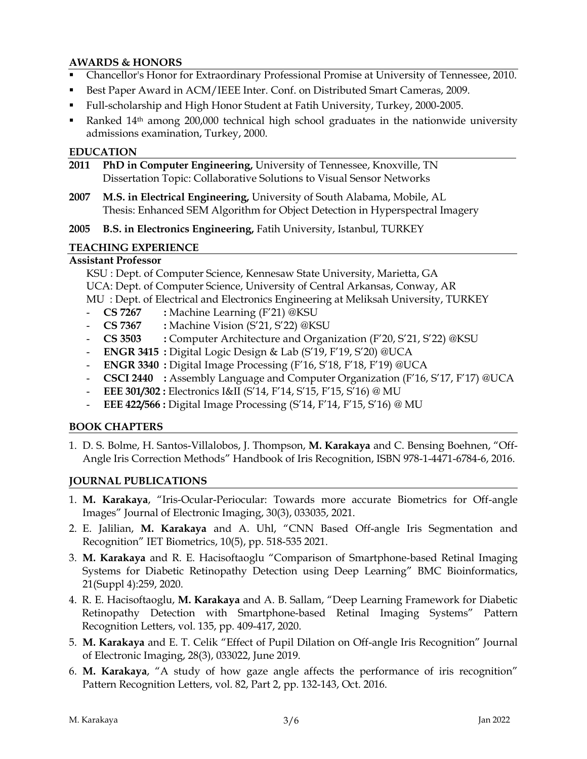## AWARDS & HONORS

- Chancellor's Honor for Extraordinary Professional Promise at University of Tennessee, 2010.
- Best Paper Award in ACM/IEEE Inter. Conf. on Distributed Smart Cameras, 2009.
- Full-scholarship and High Honor Student at Fatih University, Turkey, 2000-2005.
- Ranked 14$^{th}$ among 200,000 technical high school graduates in the nationwide university admissions examination, Turkey, 2000.

## EDUCATION

**2011** **PhD in Computer Engineering,** University of Tennessee, Knoxville, TN
Dissertation Topic: Collaborative Solutions to Visual Sensor Networks

**2007** **M.S. in Electrical Engineering,** University of South Alabama, Mobile, AL
Thesis: Enhanced SEM Algorithm for Object Detection in Hyperspectral Imagery

**2005** **B.S. in Electronics Engineering,** Fatih University, Istanbul, TURKEY

## TEACHING EXPERIENCE

**Assistant Professor**

KSU : Dept. of Computer Science, Kennesaw State University, Marietta, GA
UCA: Dept. of Computer Science, University of Central Arkansas, Conway, AR
MU : Dept. of Electrical and Electronics Engineering at Meliksah University, TURKEY

- **CS 7267 :** Machine Learning (F'21) @KSU
- **CS 7367 :** Machine Vision (S'21, S'22) @KSU
- **CS 3503 :** Computer Architecture and Organization (F'20, S'21, S'22) @KSU
- **ENGR 3415 :** Digital Logic Design & Lab (S'19, F'19, S'20) @UCA
- **ENGR 3340 :** Digital Image Processing (F'16, S'18, F'18, F'19) @UCA
- **CSCI 2440 :** Assembly Language and Computer Organization (F'16, S'17, F'17) @UCA
- **EEE 301/302 :** Electronics I&II (S'14, F'14, S'15, F'15, S'16) @ MU
- **EEE 422/566 :** Digital Image Processing (S'14, F'14, F'15, S'16) @ MU

## BOOK CHAPTERS

1. D. S. Bolme, H. Santos-Villalobos, J. Thompson, **M. Karakaya** and C. Bensing Boehnen, "Off-Angle Iris Correction Methods" Handbook of Iris Recognition, ISBN 978-1-4471-6784-6, 2016.

## JOURNAL PUBLICATIONS

1. **M. Karakaya**, "Iris-Ocular-Periocular: Towards more accurate Biometrics for Off-angle Images" Journal of Electronic Imaging, 30(3), 033035, 2021.
2. E. Jalilian, **M. Karakaya** and A. Uhl, "CNN Based Off-angle Iris Segmentation and Recognition" IET Biometrics, 10(5), pp. 518-535 2021.
3. **M. Karakaya** and R. E. Hacisoftaoglu "Comparison of Smartphone-based Retinal Imaging Systems for Diabetic Retinopathy Detection using Deep Learning" BMC Bioinformatics, 21(Suppl 4):259, 2020.
4. R. E. Hacisoftaoglu, **M. Karakaya** and A. B. Sallam, "Deep Learning Framework for Diabetic Retinopathy Detection with Smartphone-based Retinal Imaging Systems" Pattern Recognition Letters, vol. 135, pp. 409-417, 2020.
5. **M. Karakaya** and E. T. Celik "Effect of Pupil Dilation on Off-angle Iris Recognition" Journal of Electronic Imaging, 28(3), 033022, June 2019.
6. **M. Karakaya**, "A study of how gaze angle affects the performance of iris recognition" Pattern Recognition Letters, vol. 82, Part 2, pp. 132-143, Oct. 2016.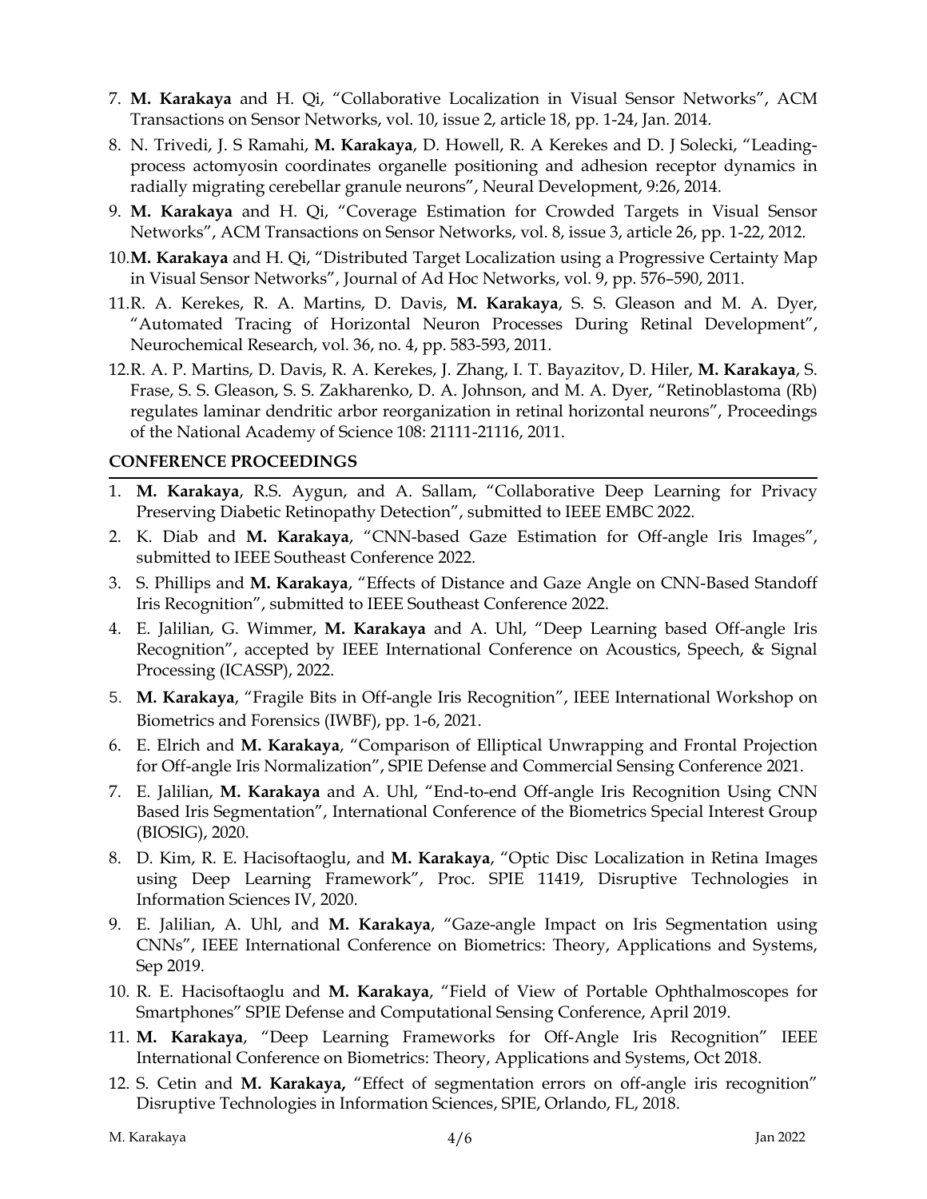7. **M. Karakaya** and H. Qi, "Collaborative Localization in Visual Sensor Networks", ACM Transactions on Sensor Networks, vol. 10, issue 2, article 18, pp. 1-24, Jan. 2014.
8. N. Trivedi, J. S Ramahi, **M. Karakaya**, D. Howell, R. A Kerekes and D. J Solecki, "Leading-process actomyosin coordinates organelle positioning and adhesion receptor dynamics in radially migrating cerebellar granule neurons", Neural Development, 9:26, 2014.
9. **M. Karakaya** and H. Qi, "Coverage Estimation for Crowded Targets in Visual Sensor Networks", ACM Transactions on Sensor Networks, vol. 8, issue 3, article 26, pp. 1-22, 2012.
10. **M. Karakaya** and H. Qi, "Distributed Target Localization using a Progressive Certainty Map in Visual Sensor Networks", Journal of Ad Hoc Networks, vol. 9, pp. 576–590, 2011.
11. R. A. Kerekes, R. A. Martins, D. Davis, **M. Karakaya**, S. S. Gleason and M. A. Dyer, "Automated Tracing of Horizontal Neuron Processes During Retinal Development", Neurochemical Research, vol. 36, no. 4, pp. 583-593, 2011.
12. R. A. P. Martins, D. Davis, R. A. Kerekes, J. Zhang, I. T. Bayazitov, D. Hiler, **M. Karakaya**, S. Frase, S. S. Gleason, S. S. Zakharenko, D. A. Johnson, and M. A. Dyer, "Retinoblastoma (Rb) regulates laminar dendritic arbor reorganization in retinal horizontal neurons", Proceedings of the National Academy of Science 108: 21111-21116, 2011.

## CONFERENCE PROCEEDINGS

1. **M. Karakaya**, R.S. Aygun, and A. Sallam, "Collaborative Deep Learning for Privacy Preserving Diabetic Retinopathy Detection", submitted to IEEE EMBC 2022.
2. K. Diab and **M. Karakaya**, "CNN-based Gaze Estimation for Off-angle Iris Images", submitted to IEEE Southeast Conference 2022.
3. S. Phillips and **M. Karakaya**, "Effects of Distance and Gaze Angle on CNN-Based Standoff Iris Recognition", submitted to IEEE Southeast Conference 2022.
4. E. Jalilian, G. Wimmer, **M. Karakaya** and A. Uhl, "Deep Learning based Off-angle Iris Recognition", accepted by IEEE International Conference on Acoustics, Speech, & Signal Processing (ICASSP), 2022.
5. **M. Karakaya**, "Fragile Bits in Off-angle Iris Recognition", IEEE International Workshop on Biometrics and Forensics (IWBF), pp. 1-6, 2021.
6. E. Elrich and **M. Karakaya**, "Comparison of Elliptical Unwrapping and Frontal Projection for Off-angle Iris Normalization", SPIE Defense and Commercial Sensing Conference 2021.
7. E. Jalilian, **M. Karakaya** and A. Uhl, "End-to-end Off-angle Iris Recognition Using CNN Based Iris Segmentation", International Conference of the Biometrics Special Interest Group (BIOSIG), 2020.
8. D. Kim, R. E. Hacisoftaoglu, and **M. Karakaya**, "Optic Disc Localization in Retina Images using Deep Learning Framework", Proc. SPIE 11419, Disruptive Technologies in Information Sciences IV, 2020.
9. E. Jalilian, A. Uhl, and **M. Karakaya**, "Gaze-angle Impact on Iris Segmentation using CNNs", IEEE International Conference on Biometrics: Theory, Applications and Systems, Sep 2019.
10. R. E. Hacisoftaoglu and **M. Karakaya**, "Field of View of Portable Ophthalmoscopes for Smartphones" SPIE Defense and Computational Sensing Conference, April 2019.
11. **M. Karakaya**, "Deep Learning Frameworks for Off-Angle Iris Recognition" IEEE International Conference on Biometrics: Theory, Applications and Systems, Oct 2018.
12. S. Cetin and **M. Karakaya,** "Effect of segmentation errors on off-angle iris recognition" Disruptive Technologies in Information Sciences, SPIE, Orlando, FL, 2018.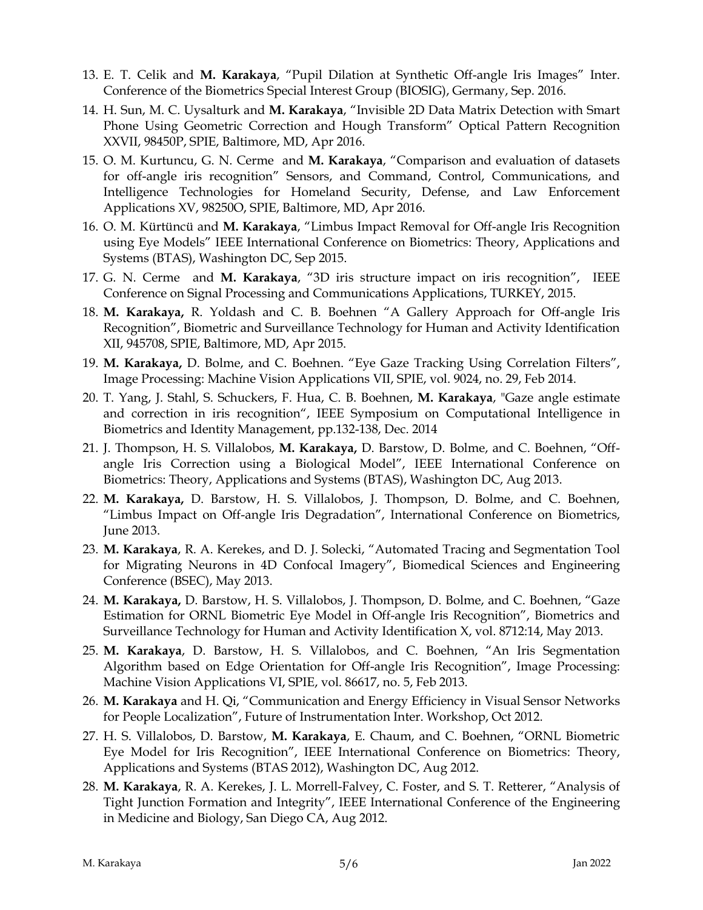13. E. T. Celik and **M. Karakaya**, "Pupil Dilation at Synthetic Off-angle Iris Images" Inter. Conference of the Biometrics Special Interest Group (BIOSIG), Germany, Sep. 2016.
14. H. Sun, M. C. Uysalturk and **M. Karakaya**, "Invisible 2D Data Matrix Detection with Smart Phone Using Geometric Correction and Hough Transform" Optical Pattern Recognition XXVII, 98450P, SPIE, Baltimore, MD, Apr 2016.
15. O. M. Kurtuncu, G. N. Cerme and **M. Karakaya**, "Comparison and evaluation of datasets for off-angle iris recognition" Sensors, and Command, Control, Communications, and Intelligence Technologies for Homeland Security, Defense, and Law Enforcement Applications XV, 98250O, SPIE, Baltimore, MD, Apr 2016.
16. O. M. Kürtüncü and **M. Karakaya**, "Limbus Impact Removal for Off-angle Iris Recognition using Eye Models" IEEE International Conference on Biometrics: Theory, Applications and Systems (BTAS), Washington DC, Sep 2015.
17. G. N. Cerme and **M. Karakaya**, "3D iris structure impact on iris recognition", IEEE Conference on Signal Processing and Communications Applications, TURKEY, 2015.
18. **M. Karakaya,** R. Yoldash and C. B. Boehnen "A Gallery Approach for Off-angle Iris Recognition", Biometric and Surveillance Technology for Human and Activity Identification XII, 945708, SPIE, Baltimore, MD, Apr 2015.
19. **M. Karakaya,** D. Bolme, and C. Boehnen. "Eye Gaze Tracking Using Correlation Filters", Image Processing: Machine Vision Applications VII, SPIE, vol. 9024, no. 29, Feb 2014.
20. T. Yang, J. Stahl, S. Schuckers, F. Hua, C. B. Boehnen, **M. Karakaya**, "Gaze angle estimate and correction in iris recognition", IEEE Symposium on Computational Intelligence in Biometrics and Identity Management, pp.132-138, Dec. 2014
21. J. Thompson, H. S. Villalobos, **M. Karakaya,** D. Barstow, D. Bolme, and C. Boehnen, "Off-angle Iris Correction using a Biological Model", IEEE International Conference on Biometrics: Theory, Applications and Systems (BTAS), Washington DC, Aug 2013.
22. **M. Karakaya,** D. Barstow, H. S. Villalobos, J. Thompson, D. Bolme, and C. Boehnen, "Limbus Impact on Off-angle Iris Degradation", International Conference on Biometrics, June 2013.
23. **M. Karakaya**, R. A. Kerekes, and D. J. Solecki, "Automated Tracing and Segmentation Tool for Migrating Neurons in 4D Confocal Imagery", Biomedical Sciences and Engineering Conference (BSEC), May 2013.
24. **M. Karakaya,** D. Barstow, H. S. Villalobos, J. Thompson, D. Bolme, and C. Boehnen, "Gaze Estimation for ORNL Biometric Eye Model in Off-angle Iris Recognition", Biometrics and Surveillance Technology for Human and Activity Identification X, vol. 8712:14, May 2013.
25. **M. Karakaya**, D. Barstow, H. S. Villalobos, and C. Boehnen, "An Iris Segmentation Algorithm based on Edge Orientation for Off-angle Iris Recognition", Image Processing: Machine Vision Applications VI, SPIE, vol. 86617, no. 5, Feb 2013.
26. **M. Karakaya** and H. Qi, "Communication and Energy Efficiency in Visual Sensor Networks for People Localization", Future of Instrumentation Inter. Workshop, Oct 2012.
27. H. S. Villalobos, D. Barstow, **M. Karakaya**, E. Chaum, and C. Boehnen, "ORNL Biometric Eye Model for Iris Recognition", IEEE International Conference on Biometrics: Theory, Applications and Systems (BTAS 2012), Washington DC, Aug 2012.
28. **M. Karakaya**, R. A. Kerekes, J. L. Morrell-Falvey, C. Foster, and S. T. Retterer, "Analysis of Tight Junction Formation and Integrity", IEEE International Conference of the Engineering in Medicine and Biology, San Diego CA, Aug 2012.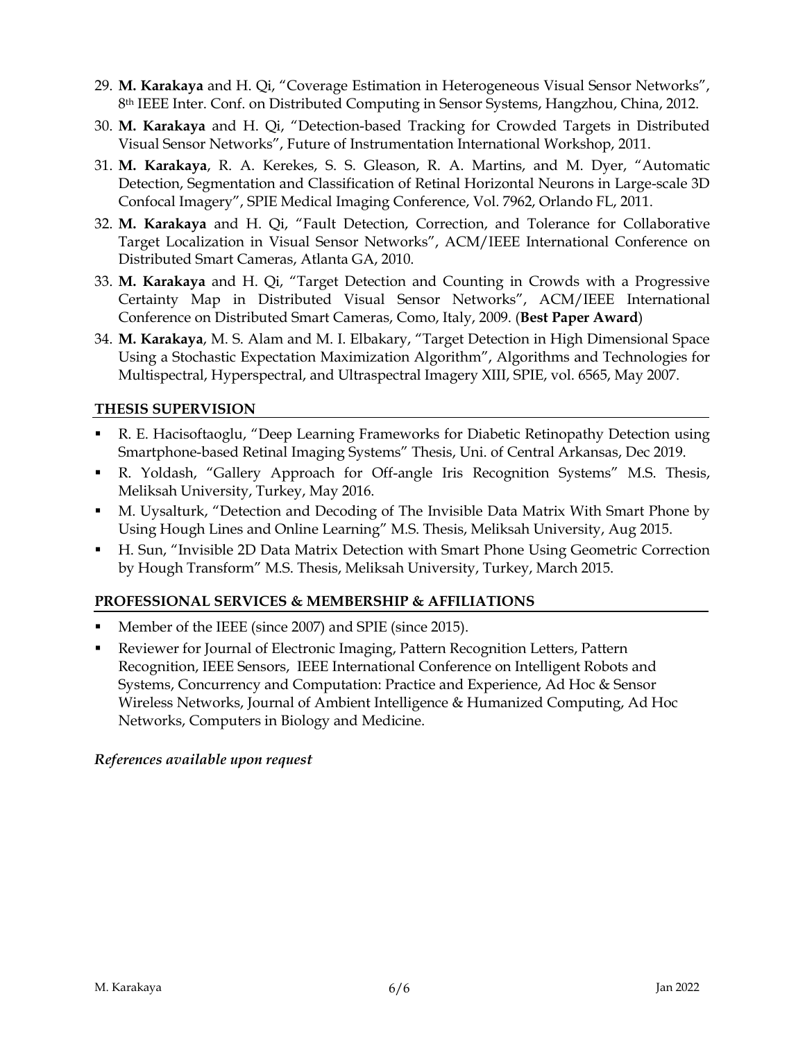29. **M. Karakaya** and H. Qi, "Coverage Estimation in Heterogeneous Visual Sensor Networks", 8th IEEE Inter. Conf. on Distributed Computing in Sensor Systems, Hangzhou, China, 2012.
30. **M. Karakaya** and H. Qi, "Detection-based Tracking for Crowded Targets in Distributed Visual Sensor Networks", Future of Instrumentation International Workshop, 2011.
31. **M. Karakaya**, R. A. Kerekes, S. S. Gleason, R. A. Martins, and M. Dyer, "Automatic Detection, Segmentation and Classification of Retinal Horizontal Neurons in Large-scale 3D Confocal Imagery", SPIE Medical Imaging Conference, Vol. 7962, Orlando FL, 2011.
32. **M. Karakaya** and H. Qi, "Fault Detection, Correction, and Tolerance for Collaborative Target Localization in Visual Sensor Networks", ACM/IEEE International Conference on Distributed Smart Cameras, Atlanta GA, 2010.
33. **M. Karakaya** and H. Qi, "Target Detection and Counting in Crowds with a Progressive Certainty Map in Distributed Visual Sensor Networks", ACM/IEEE International Conference on Distributed Smart Cameras, Como, Italy, 2009. (**Best Paper Award**)
34. **M. Karakaya**, M. S. Alam and M. I. Elbakary, "Target Detection in High Dimensional Space Using a Stochastic Expectation Maximization Algorithm", Algorithms and Technologies for Multispectral, Hyperspectral, and Ultraspectral Imagery XIII, SPIE, vol. 6565, May 2007.

## THESIS SUPERVISION

- R. E. Hacisoftaoglu, "Deep Learning Frameworks for Diabetic Retinopathy Detection using Smartphone-based Retinal Imaging Systems" Thesis, Uni. of Central Arkansas, Dec 2019.
- R. Yoldash, "Gallery Approach for Off-angle Iris Recognition Systems" M.S. Thesis, Meliksah University, Turkey, May 2016.
- M. Uysalturk, "Detection and Decoding of The Invisible Data Matrix With Smart Phone by Using Hough Lines and Online Learning" M.S. Thesis, Meliksah University, Aug 2015.
- H. Sun, "Invisible 2D Data Matrix Detection with Smart Phone Using Geometric Correction by Hough Transform" M.S. Thesis, Meliksah University, Turkey, March 2015.

## PROFESSIONAL SERVICES & MEMBERSHIP & AFFILIATIONS

- Member of the IEEE (since 2007) and SPIE (since 2015).
- Reviewer for Journal of Electronic Imaging, Pattern Recognition Letters, Pattern Recognition, IEEE Sensors, IEEE International Conference on Intelligent Robots and Systems, Concurrency and Computation: Practice and Experience, Ad Hoc & Sensor Wireless Networks, Journal of Ambient Intelligence & Humanized Computing, Ad Hoc Networks, Computers in Biology and Medicine.

*References available upon request*